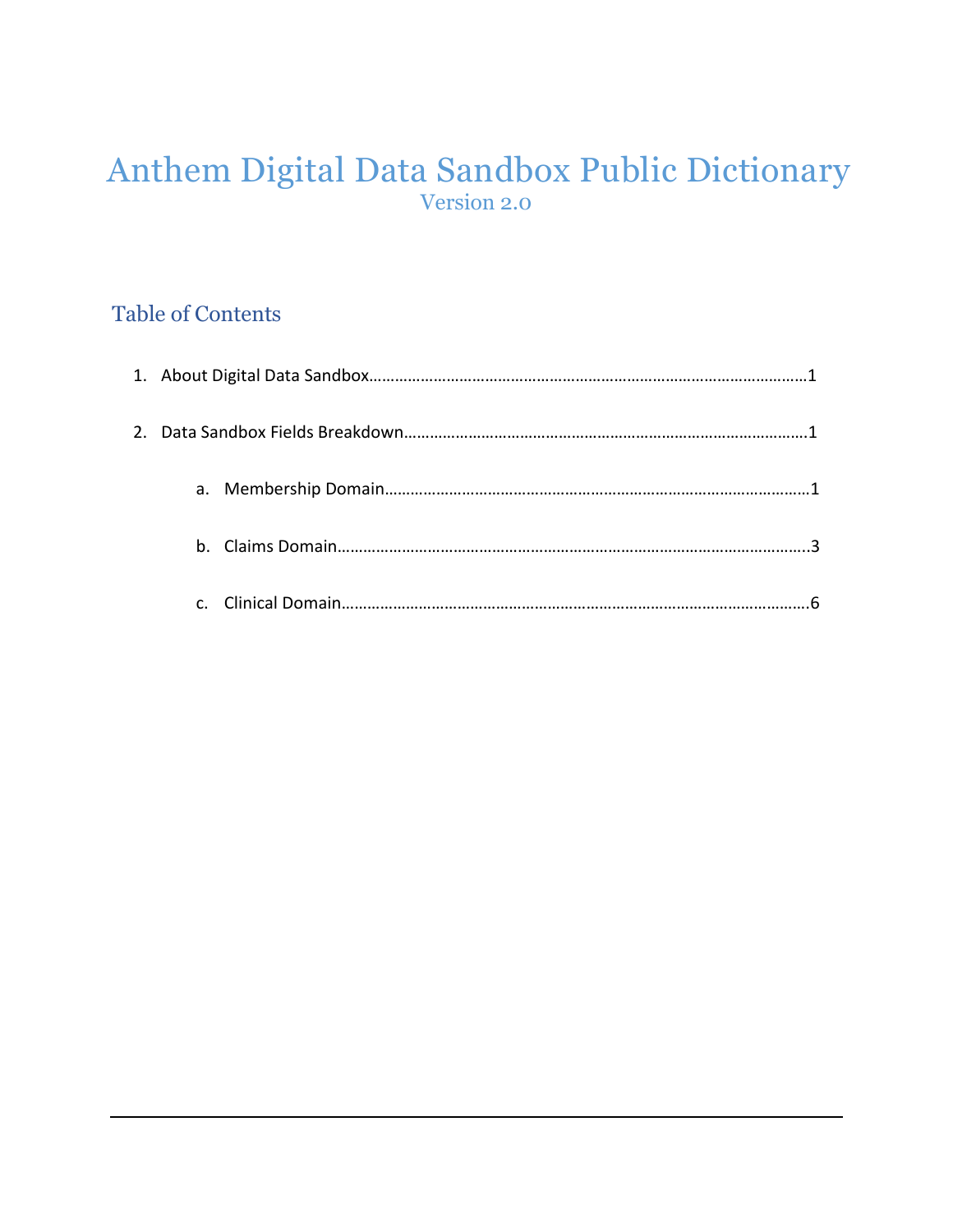# Anthem Digital Data Sandbox Public Dictionary

Version 2.0

## Table of Contents

1. About Digital Data Sandbox……………………………………………………………………………………1
2. Data Sandbox Fields Breakdown…………………………………………………………………………….1
   a. Membership Domain……………………………………………………………………………………1
   b. Claims Domain…………………………………………………………………………………………..3
   c. Clinical Domain…………………………………………………………………………………………..6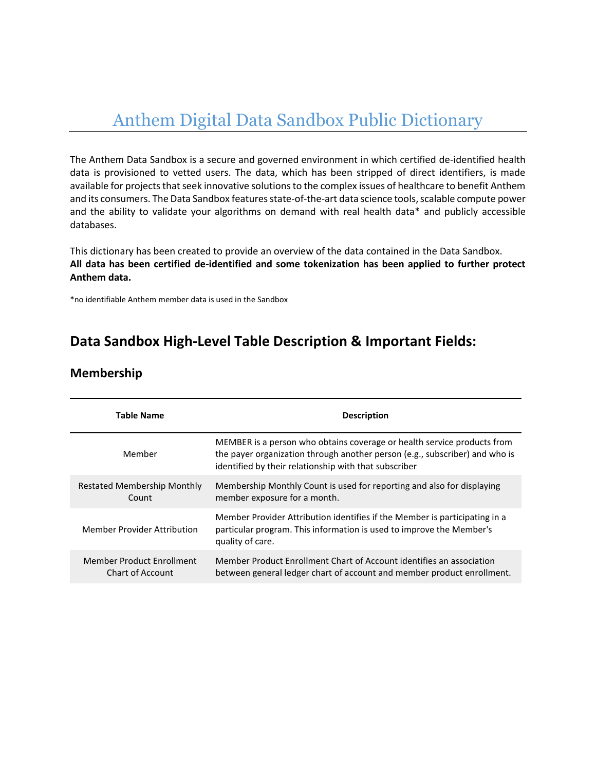# Anthem Digital Data Sandbox Public Dictionary

The Anthem Data Sandbox is a secure and governed environment in which certified de-identified health data is provisioned to vetted users. The data, which has been stripped of direct identifiers, is made available for projects that seek innovative solutions to the complex issues of healthcare to benefit Anthem and its consumers. The Data Sandbox features state-of-the-art data science tools, scalable compute power and the ability to validate your algorithms on demand with real health data* and publicly accessible databases.

This dictionary has been created to provide an overview of the data contained in the Data Sandbox.
**All data has been certified de-identified and some tokenization has been applied to further protect Anthem data.**

*no identifiable Anthem member data is used in the Sandbox

## Data Sandbox High-Level Table Description & Important Fields:

### Membership

| Table Name | Description |
|---|---|
| Member | MEMBER is a person who obtains coverage or health service products from the payer organization through another person (e.g., subscriber) and who is identified by their relationship with that subscriber |
| Restated Membership Monthly Count | Membership Monthly Count is used for reporting and also for displaying member exposure for a month. |
| Member Provider Attribution | Member Provider Attribution identifies if the Member is participating in a particular program. This information is used to improve the Member's quality of care. |
| Member Product Enrollment Chart of Account | Member Product Enrollment Chart of Account identifies an association between general ledger chart of account and member product enrollment. |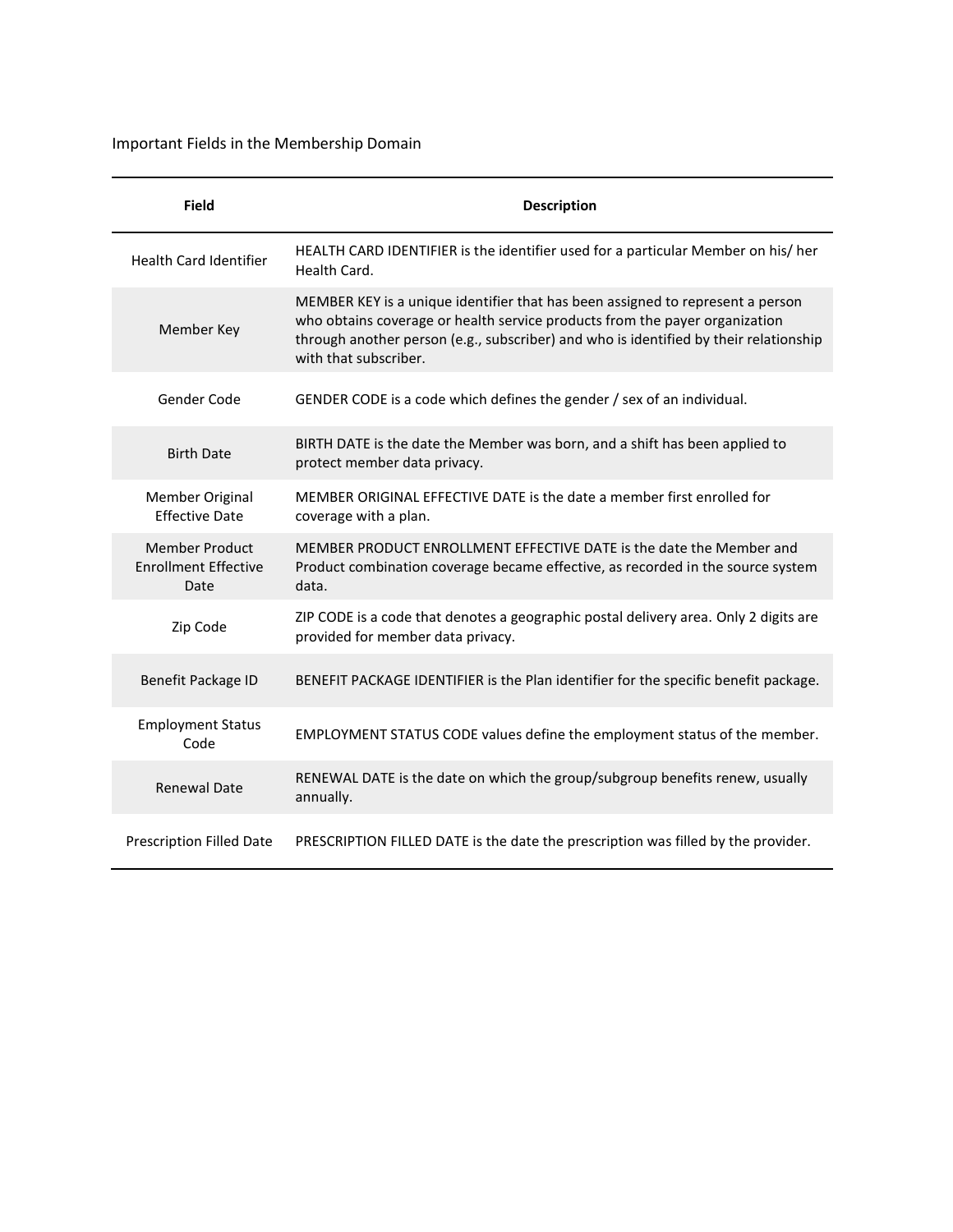Important Fields in the Membership Domain

| Field | Description |
|---|---|
| Health Card Identifier | HEALTH CARD IDENTIFIER is the identifier used for a particular Member on his/ her Health Card. |
| Member Key | MEMBER KEY is a unique identifier that has been assigned to represent a person who obtains coverage or health service products from the payer organization through another person (e.g., subscriber) and who is identified by their relationship with that subscriber. |
| Gender Code | GENDER CODE is a code which defines the gender / sex of an individual. |
| Birth Date | BIRTH DATE is the date the Member was born, and a shift has been applied to protect member data privacy. |
| Member Original Effective Date | MEMBER ORIGINAL EFFECTIVE DATE is the date a member first enrolled for coverage with a plan. |
| Member Product Enrollment Effective Date | MEMBER PRODUCT ENROLLMENT EFFECTIVE DATE is the date the Member and Product combination coverage became effective, as recorded in the source system data. |
| Zip Code | ZIP CODE is a code that denotes a geographic postal delivery area. Only 2 digits are provided for member data privacy. |
| Benefit Package ID | BENEFIT PACKAGE IDENTIFIER is the Plan identifier for the specific benefit package. |
| Employment Status Code | EMPLOYMENT STATUS CODE values define the employment status of the member. |
| Renewal Date | RENEWAL DATE is the date on which the group/subgroup benefits renew, usually annually. |
| Prescription Filled Date | PRESCRIPTION FILLED DATE is the date the prescription was filled by the provider. |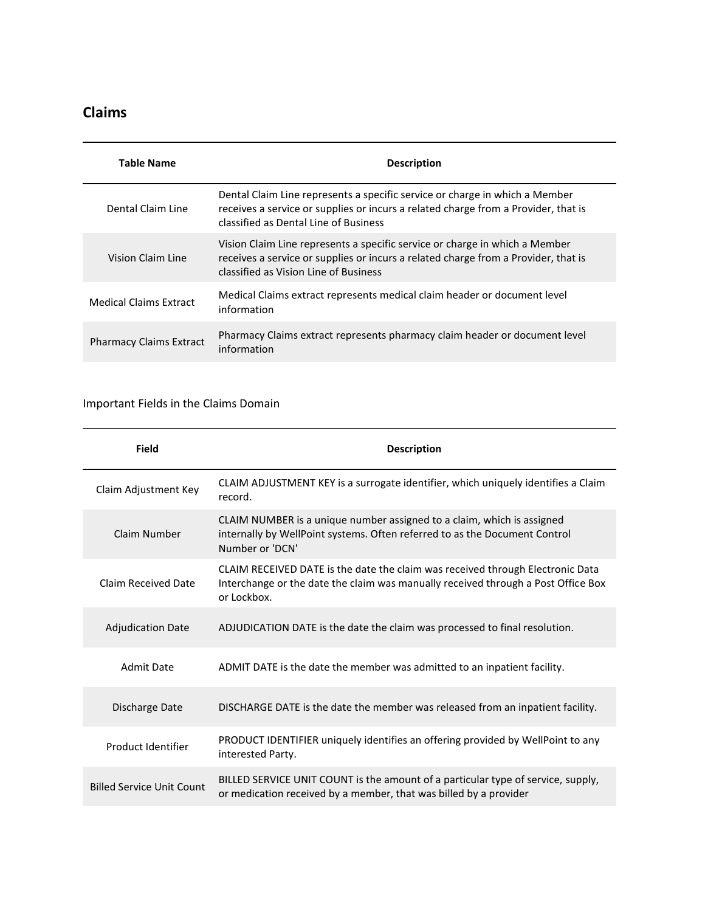## Claims

| Table Name | Description |
|---|---|
| Dental Claim Line | Dental Claim Line represents a specific service or charge in which a Member receives a service or supplies or incurs a related charge from a Provider, that is classified as Dental Line of Business |
| Vision Claim Line | Vision Claim Line represents a specific service or charge in which a Member receives a service or supplies or incurs a related charge from a Provider, that is classified as Vision Line of Business |
| Medical Claims Extract | Medical Claims extract represents medical claim header or document level information |
| Pharmacy Claims Extract | Pharmacy Claims extract represents pharmacy claim header or document level information |

Important Fields in the Claims Domain

| Field | Description |
|---|---|
| Claim Adjustment Key | CLAIM ADJUSTMENT KEY is a surrogate identifier, which uniquely identifies a Claim record. |
| Claim Number | CLAIM NUMBER is a unique number assigned to a claim, which is assigned internally by WellPoint systems. Often referred to as the Document Control Number or 'DCN' |
| Claim Received Date | CLAIM RECEIVED DATE is the date the claim was received through Electronic Data Interchange or the date the claim was manually received through a Post Office Box or Lockbox. |
| Adjudication Date | ADJUDICATION DATE is the date the claim was processed to final resolution. |
| Admit Date | ADMIT DATE is the date the member was admitted to an inpatient facility. |
| Discharge Date | DISCHARGE DATE is the date the member was released from an inpatient facility. |
| Product Identifier | PRODUCT IDENTIFIER uniquely identifies an offering provided by WellPoint to any interested Party. |
| Billed Service Unit Count | BILLED SERVICE UNIT COUNT is the amount of a particular type of service, supply, or medication received by a member, that was billed by a provider |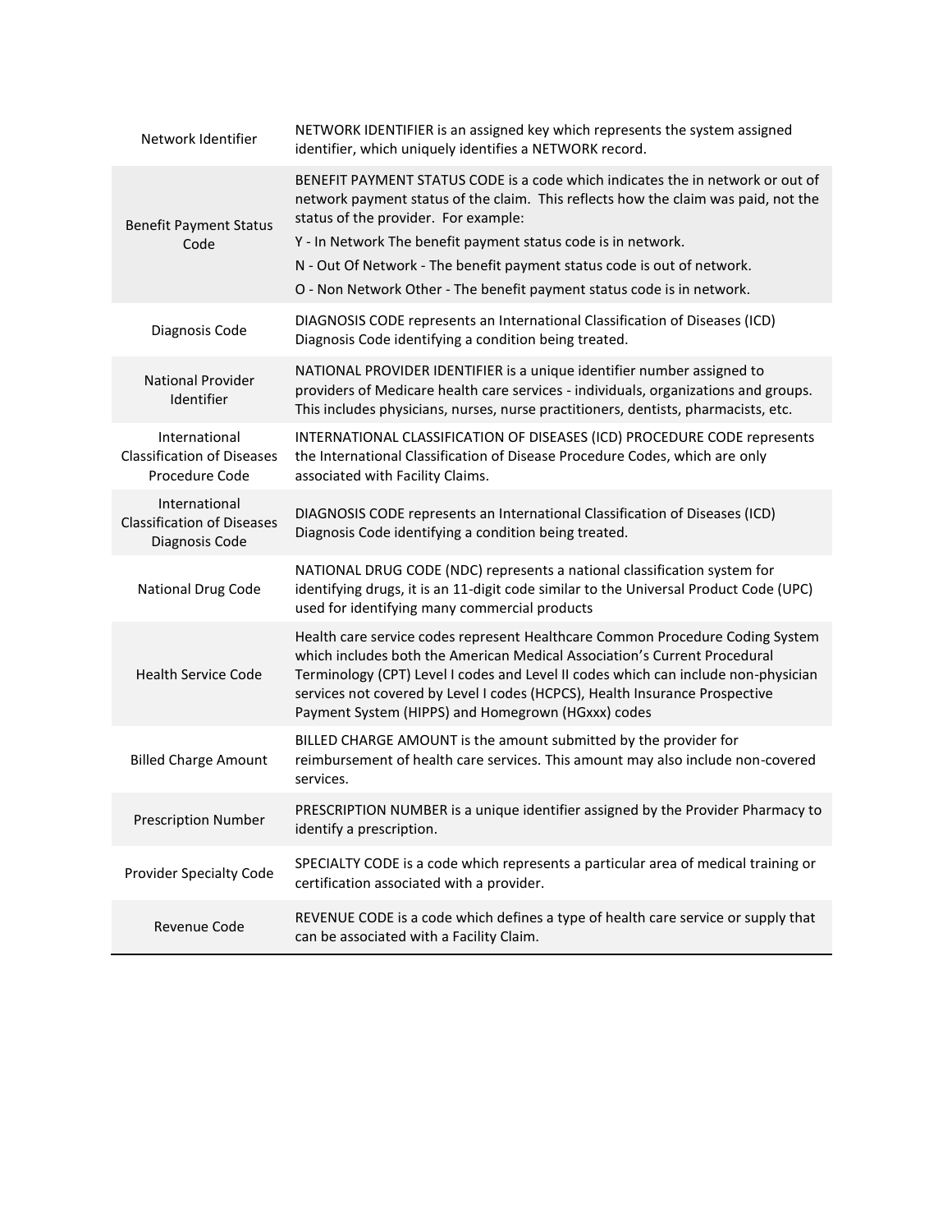| | |
|---|---|
| Network Identifier | NETWORK IDENTIFIER is an assigned key which represents the system assigned identifier, which uniquely identifies a NETWORK record. |
| Benefit Payment Status Code | BENEFIT PAYMENT STATUS CODE is a code which indicates the in network or out of network payment status of the claim. This reflects how the claim was paid, not the status of the provider. For example:<br>Y - In Network The benefit payment status code is in network.<br>N - Out Of Network - The benefit payment status code is out of network.<br>O - Non Network Other - The benefit payment status code is in network. |
| Diagnosis Code | DIAGNOSIS CODE represents an International Classification of Diseases (ICD) Diagnosis Code identifying a condition being treated. |
| National Provider Identifier | NATIONAL PROVIDER IDENTIFIER is a unique identifier number assigned to providers of Medicare health care services - individuals, organizations and groups. This includes physicians, nurses, nurse practitioners, dentists, pharmacists, etc. |
| International Classification of Diseases Procedure Code | INTERNATIONAL CLASSIFICATION OF DISEASES (ICD) PROCEDURE CODE represents the International Classification of Disease Procedure Codes, which are only associated with Facility Claims. |
| International Classification of Diseases Diagnosis Code | DIAGNOSIS CODE represents an International Classification of Diseases (ICD) Diagnosis Code identifying a condition being treated. |
| National Drug Code | NATIONAL DRUG CODE (NDC) represents a national classification system for identifying drugs, it is an 11-digit code similar to the Universal Product Code (UPC) used for identifying many commercial products |
| Health Service Code | Health care service codes represent Healthcare Common Procedure Coding System which includes both the American Medical Association's Current Procedural Terminology (CPT) Level I codes and Level II codes which can include non-physician services not covered by Level I codes (HCPCS), Health Insurance Prospective Payment System (HIPPS) and Homegrown (HGxxx) codes |
| Billed Charge Amount | BILLED CHARGE AMOUNT is the amount submitted by the provider for reimbursement of health care services. This amount may also include non-covered services. |
| Prescription Number | PRESCRIPTION NUMBER is a unique identifier assigned by the Provider Pharmacy to identify a prescription. |
| Provider Specialty Code | SPECIALTY CODE is a code which represents a particular area of medical training or certification associated with a provider. |
| Revenue Code | REVENUE CODE is a code which defines a type of health care service or supply that can be associated with a Facility Claim. |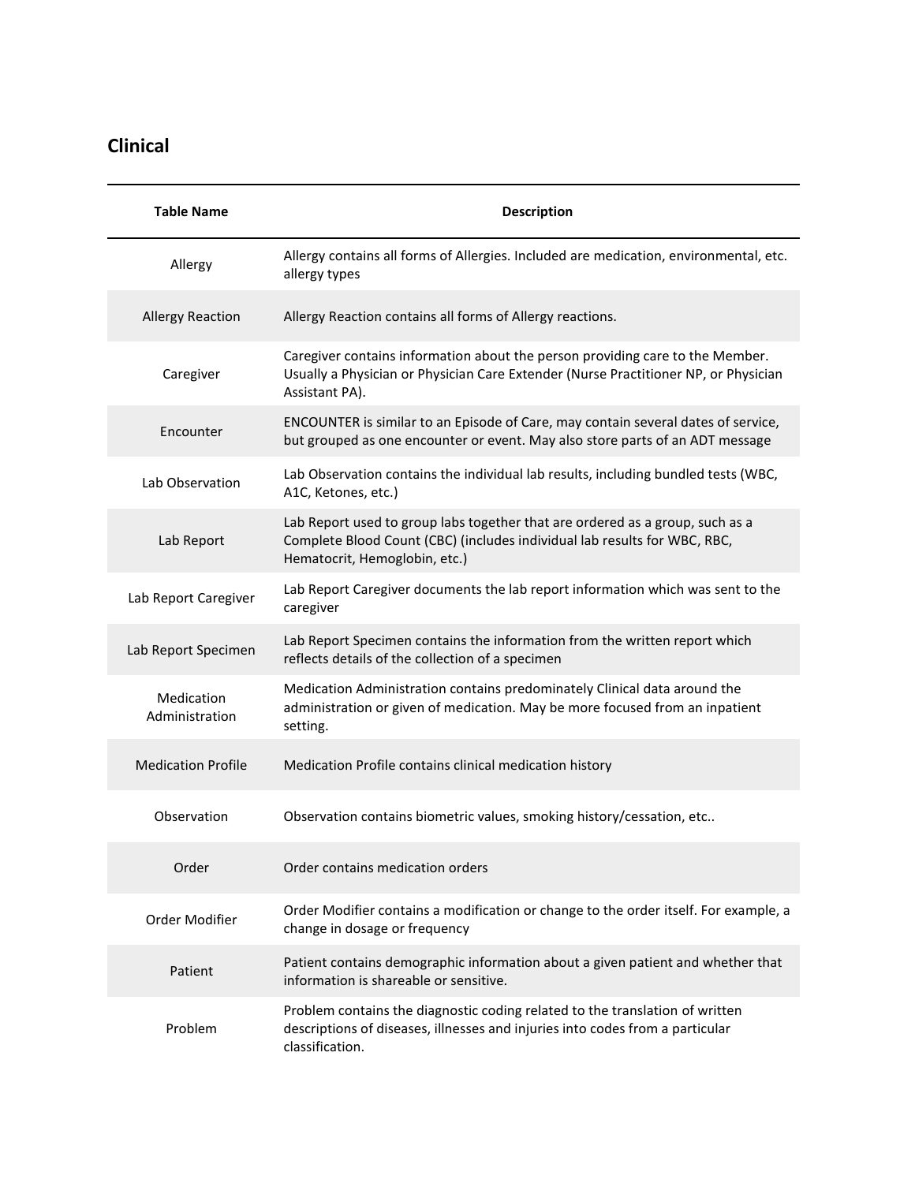## Clinical

| Table Name | Description |
| --- | --- |
| Allergy | Allergy contains all forms of Allergies. Included are medication, environmental, etc. allergy types |
| Allergy Reaction | Allergy Reaction contains all forms of Allergy reactions. |
| Caregiver | Caregiver contains information about the person providing care to the Member. Usually a Physician or Physician Care Extender (Nurse Practitioner NP, or Physician Assistant PA). |
| Encounter | ENCOUNTER is similar to an Episode of Care, may contain several dates of service, but grouped as one encounter or event. May also store parts of an ADT message |
| Lab Observation | Lab Observation contains the individual lab results, including bundled tests (WBC, A1C, Ketones, etc.) |
| Lab Report | Lab Report used to group labs together that are ordered as a group, such as a Complete Blood Count (CBC) (includes individual lab results for WBC, RBC, Hematocrit, Hemoglobin, etc.) |
| Lab Report Caregiver | Lab Report Caregiver documents the lab report information which was sent to the caregiver |
| Lab Report Specimen | Lab Report Specimen contains the information from the written report which reflects details of the collection of a specimen |
| Medication Administration | Medication Administration contains predominately Clinical data around the administration or given of medication. May be more focused from an inpatient setting. |
| Medication Profile | Medication Profile contains clinical medication history |
| Observation | Observation contains biometric values, smoking history/cessation, etc.. |
| Order | Order contains medication orders |
| Order Modifier | Order Modifier contains a modification or change to the order itself. For example, a change in dosage or frequency |
| Patient | Patient contains demographic information about a given patient and whether that information is shareable or sensitive. |
| Problem | Problem contains the diagnostic coding related to the translation of written descriptions of diseases, illnesses and injuries into codes from a particular classification. |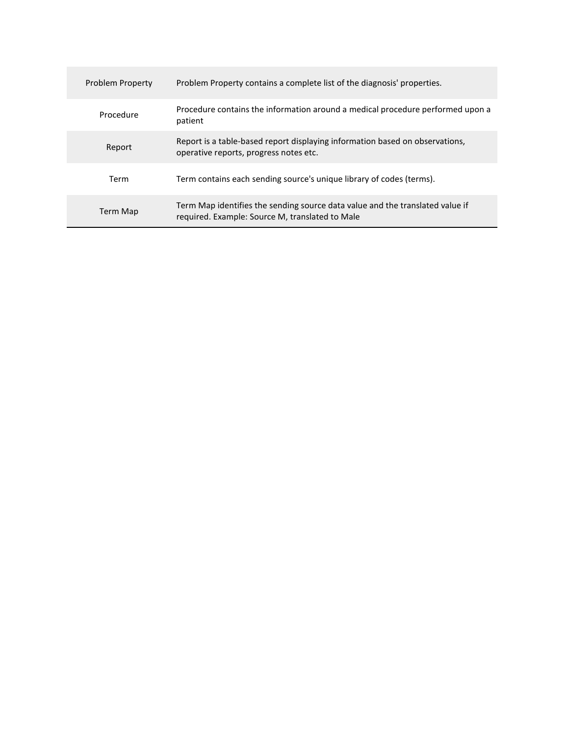| | |
|---|---|
| Problem Property | Problem Property contains a complete list of the diagnosis' properties. |
| Procedure | Procedure contains the information around a medical procedure performed upon a patient |
| Report | Report is a table-based report displaying information based on observations, operative reports, progress notes etc. |
| Term | Term contains each sending source's unique library of codes (terms). |
| Term Map | Term Map identifies the sending source data value and the translated value if required. Example: Source M, translated to Male |